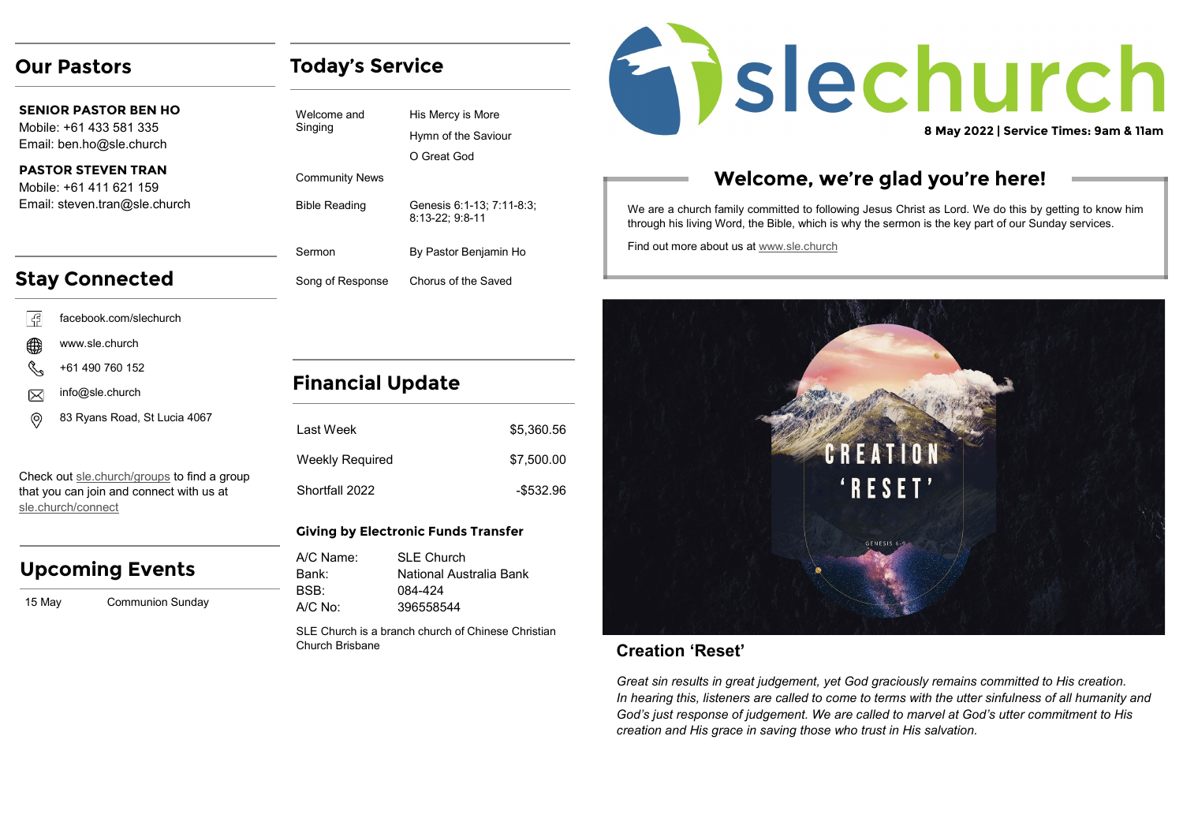# slechurch

**8 May 2022 | Service Times: 9am & 11am**

## Welcome, we're glad you're here!

We are a church family committed to following Jesus Christ as Lord. We do this by getting to know him through his living Word, the Bible, which is why the sermon is the key part of our Sunday services.

Find out more about us at www.sle.church

## Creation 'Reset'

*Great sin results in great judgement, yet God graciously remains committed to His creation. In hearing this, listeners are called to come to terms with the utter sinfulness of all humanity and God's just response of judgement. We are called to marvel at God's utter commitment to His creation and His grace in saving those who trust in His salvation.*

## Our Pastors

**SENIOR PASTOR BEN HO**
Mobile: +61 433 581 335
Email: ben.ho@sle.church

**PASTOR STEVEN TRAN**
Mobile: +61 411 621 159
Email: steven.tran@sle.church

## Stay Connected

- facebook.com/slechurch
- www.sle.church
- +61 490 760 152
- info@sle.church
- 83 Ryans Road, St Lucia 4067

Check out sle.church/groups to find a group that you can join and connect with us at sle.church/connect

## Upcoming Events

| 15 May | Communion Sunday |
|---|---|

## Today's Service

| | |
|---|---|
| Welcome and Singing | His Mercy is More<br>Hymn of the Saviour<br>O Great God |
| Community News | |
| Bible Reading | Genesis 6:1-13; 7:11-8:3; 8:13-22; 9:8-11 |
| Sermon | By Pastor Benjamin Ho |
| Song of Response | Chorus of the Saved |

## Financial Update

| | |
|---|---|
| Last Week | $5,360.56 |
| Weekly Required | $7,500.00 |
| Shortfall 2022 | -$532.96 |

### Giving by Electronic Funds Transfer

A/C Name: SLE Church
Bank: National Australia Bank
BSB: 084-424
A/C No: 396558544

SLE Church is a branch church of Chinese Christian Church Brisbane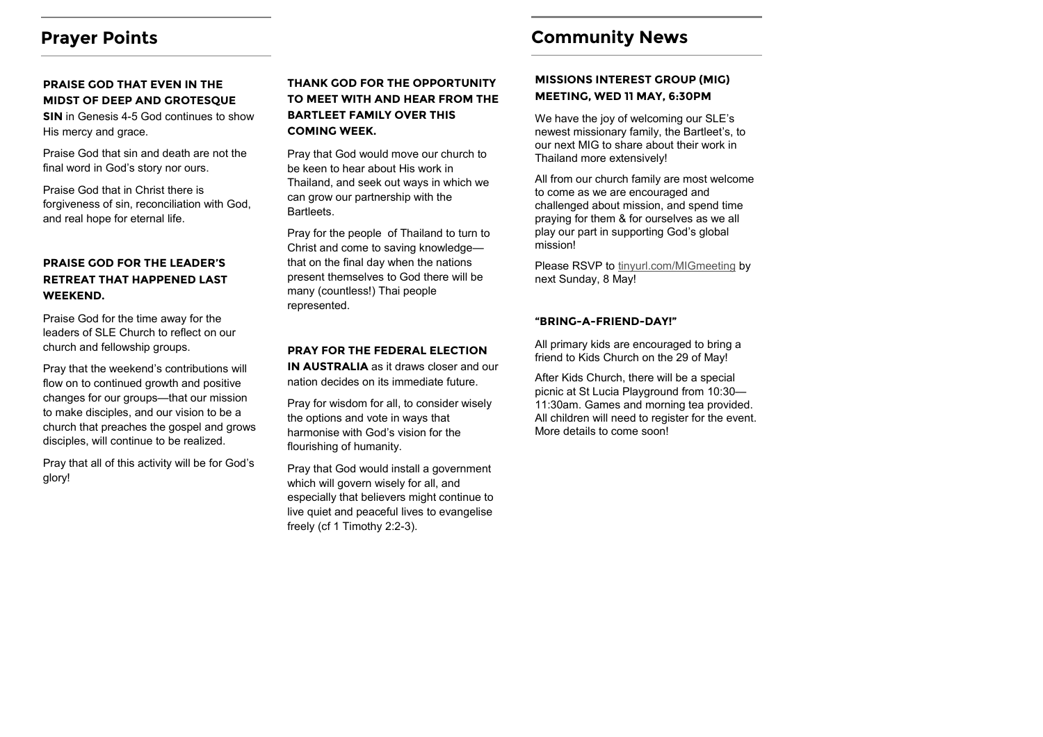## Prayer Points

**PRAISE GOD THAT EVEN IN THE MIDST OF DEEP AND GROTESQUE SIN** in Genesis 4-5 God continues to show His mercy and grace.

Praise God that sin and death are not the final word in God's story nor ours.

Praise God that in Christ there is forgiveness of sin, reconciliation with God, and real hope for eternal life.

**PRAISE GOD FOR THE LEADER'S RETREAT THAT HAPPENED LAST WEEKEND.**

Praise God for the time away for the leaders of SLE Church to reflect on our church and fellowship groups.

Pray that the weekend's contributions will flow on to continued growth and positive changes for our groups—that our mission to make disciples, and our vision to be a church that preaches the gospel and grows disciples, will continue to be realized.

Pray that all of this activity will be for God's glory!

**THANK GOD FOR THE OPPORTUNITY TO MEET WITH AND HEAR FROM THE BARTLEET FAMILY OVER THIS COMING WEEK.**

Pray that God would move our church to be keen to hear about His work in Thailand, and seek out ways in which we can grow our partnership with the Bartleets.

Pray for the people of Thailand to turn to Christ and come to saving knowledge—that on the final day when the nations present themselves to God there will be many (countless!) Thai people represented.

**PRAY FOR THE FEDERAL ELECTION IN AUSTRALIA** as it draws closer and our nation decides on its immediate future.

Pray for wisdom for all, to consider wisely the options and vote in ways that harmonise with God's vision for the flourishing of humanity.

Pray that God would install a government which will govern wisely for all, and especially that believers might continue to live quiet and peaceful lives to evangelise freely (cf 1 Timothy 2:2-3).

## Community News

**MISSIONS INTEREST GROUP (MIG) MEETING, WED 11 MAY, 6:30PM**

We have the joy of welcoming our SLE's newest missionary family, the Bartleet's, to our next MIG to share about their work in Thailand more extensively!

All from our church family are most welcome to come as we are encouraged and challenged about mission, and spend time praying for them & for ourselves as we all play our part in supporting God's global mission!

Please RSVP to tinyurl.com/MIGmeeting by next Sunday, 8 May!

**"BRING-A-FRIEND-DAY!"**

All primary kids are encouraged to bring a friend to Kids Church on the 29 of May!

After Kids Church, there will be a special picnic at St Lucia Playground from 10:30—11:30am. Games and morning tea provided. All children will need to register for the event. More details to come soon!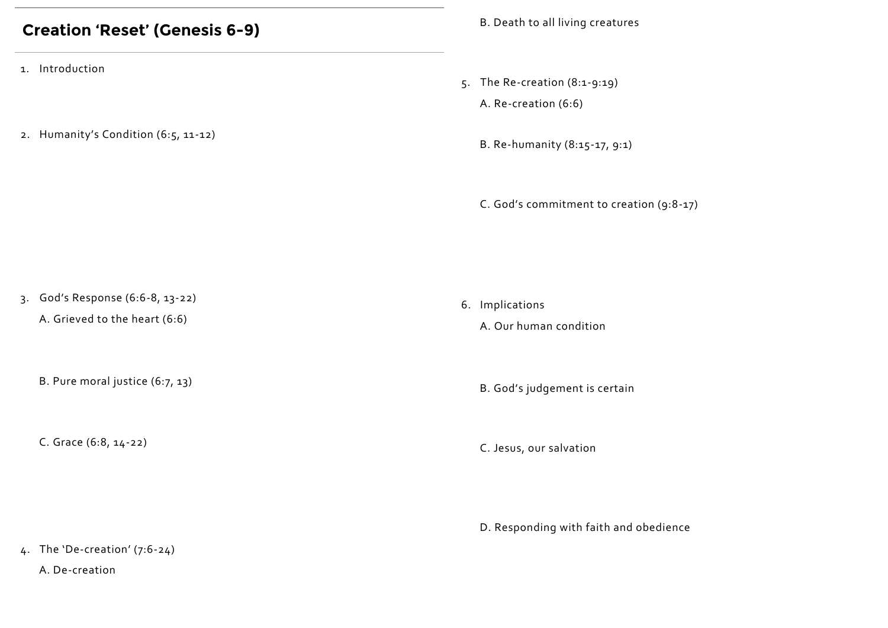## Creation 'Reset' (Genesis 6-9)

1. Introduction

2. Humanity's Condition (6:5, 11-12)

3. God's Response (6:6-8, 13-22)

   A. Grieved to the heart (6:6)

   B. Pure moral justice (6:7, 13)

   C. Grace (6:8, 14-22)

4. The 'De-creation' (7:6-24)

   A. De-creation

   B. Death to all living creatures

5. The Re-creation (8:1-9:19)

   A. Re-creation (6:6)

   B. Re-humanity (8:15-17, 9:1)

   C. God's commitment to creation (9:8-17)

6. Implications

   A. Our human condition

   B. God's judgement is certain

   C. Jesus, our salvation

   D. Responding with faith and obedience